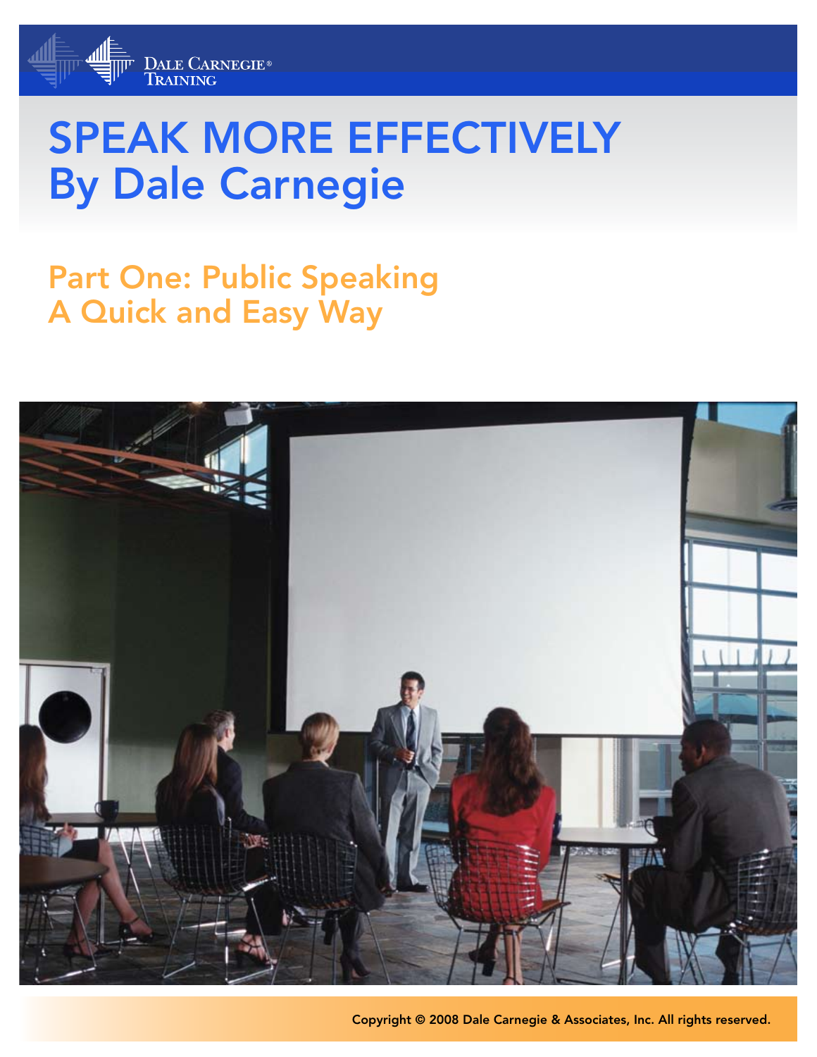Dale Carnegie® Training

# SPEAK MORE EFFECTIVELY
# By Dale Carnegie

## Part One: Public Speaking
## A Quick and Easy Way

Copyright © 2008 Dale Carnegie & Associates, Inc. All rights reserved.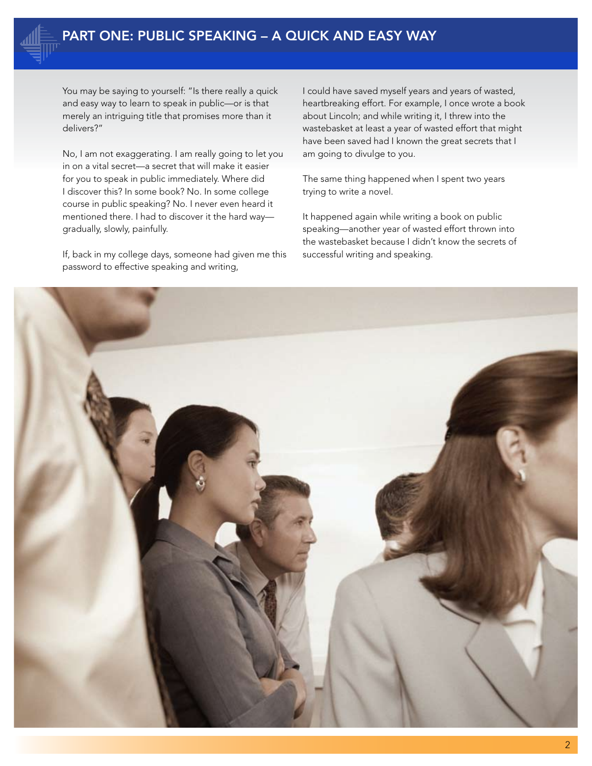# PART ONE: PUBLIC SPEAKING – A QUICK AND EASY WAY

You may be saying to yourself: "Is there really a quick and easy way to learn to speak in public—or is that merely an intriguing title that promises more than it delivers?"

No, I am not exaggerating. I am really going to let you in on a vital secret—a secret that will make it easier for you to speak in public immediately. Where did I discover this? In some book? No. In some college course in public speaking? No. I never even heard it mentioned there. I had to discover it the hard way—gradually, slowly, painfully.

If, back in my college days, someone had given me this password to effective speaking and writing, I could have saved myself years and years of wasted, heartbreaking effort. For example, I once wrote a book about Lincoln; and while writing it, I threw into the wastebasket at least a year of wasted effort that might have been saved had I known the great secrets that I am going to divulge to you.

The same thing happened when I spent two years trying to write a novel.

It happened again while writing a book on public speaking—another year of wasted effort thrown into the wastebasket because I didn't know the secrets of successful writing and speaking.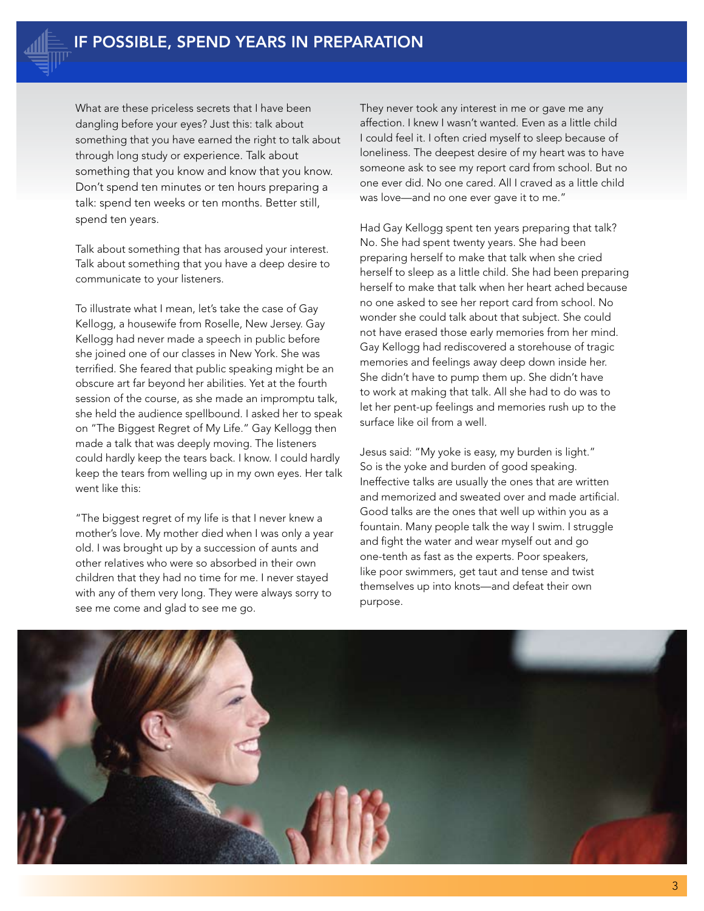## IF POSSIBLE, SPEND YEARS IN PREPARATION

What are these priceless secrets that I have been dangling before your eyes? Just this: talk about something that you have earned the right to talk about through long study or experience. Talk about something that you know and know that you know. Don't spend ten minutes or ten hours preparing a talk: spend ten weeks or ten months. Better still, spend ten years.

Talk about something that has aroused your interest. Talk about something that you have a deep desire to communicate to your listeners.

To illustrate what I mean, let's take the case of Gay Kellogg, a housewife from Roselle, New Jersey. Gay Kellogg had never made a speech in public before she joined one of our classes in New York. She was terrified. She feared that public speaking might be an obscure art far beyond her abilities. Yet at the fourth session of the course, as she made an impromptu talk, she held the audience spellbound. I asked her to speak on "The Biggest Regret of My Life." Gay Kellogg then made a talk that was deeply moving. The listeners could hardly keep the tears back. I know. I could hardly keep the tears from welling up in my own eyes. Her talk went like this:

"The biggest regret of my life is that I never knew a mother's love. My mother died when I was only a year old. I was brought up by a succession of aunts and other relatives who were so absorbed in their own children that they had no time for me. I never stayed with any of them very long. They were always sorry to see me come and glad to see me go. They never took any interest in me or gave me any affection. I knew I wasn't wanted. Even as a little child I could feel it. I often cried myself to sleep because of loneliness. The deepest desire of my heart was to have someone ask to see my report card from school. But no one ever did. No one cared. All I craved as a little child was love—and no one ever gave it to me."

Had Gay Kellogg spent ten years preparing that talk? No. She had spent twenty years. She had been preparing herself to make that talk when she cried herself to sleep as a little child. She had been preparing herself to make that talk when her heart ached because no one asked to see her report card from school. No wonder she could talk about that subject. She could not have erased those early memories from her mind. Gay Kellogg had rediscovered a storehouse of tragic memories and feelings away deep down inside her. She didn't have to pump them up. She didn't have to work at making that talk. All she had to do was to let her pent-up feelings and memories rush up to the surface like oil from a well.

Jesus said: "My yoke is easy, my burden is light." So is the yoke and burden of good speaking. Ineffective talks are usually the ones that are written and memorized and sweated over and made artificial. Good talks are the ones that well up within you as a fountain. Many people talk the way I swim. I struggle and fight the water and wear myself out and go one-tenth as fast as the experts. Poor speakers, like poor swimmers, get taut and tense and twist themselves up into knots—and defeat their own purpose.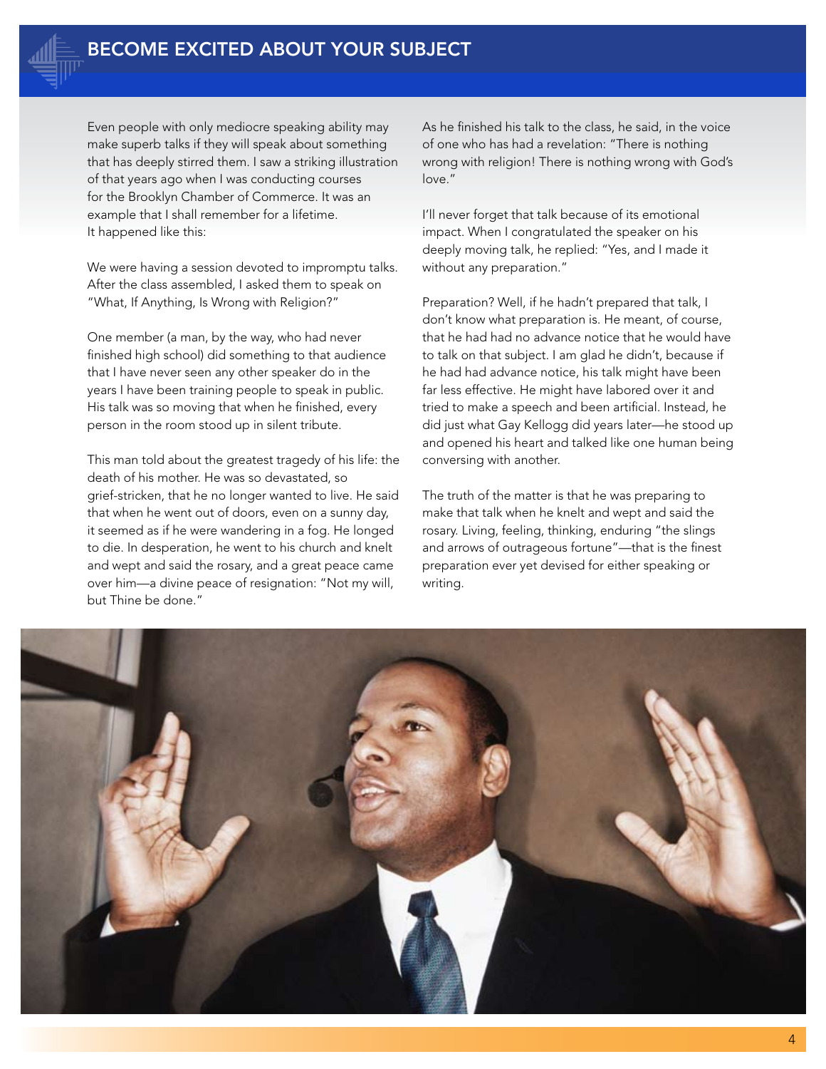# BECOME EXCITED ABOUT YOUR SUBJECT

Even people with only mediocre speaking ability may make superb talks if they will speak about something that has deeply stirred them. I saw a striking illustration of that years ago when I was conducting courses for the Brooklyn Chamber of Commerce. It was an example that I shall remember for a lifetime. It happened like this:

We were having a session devoted to impromptu talks. After the class assembled, I asked them to speak on "What, If Anything, Is Wrong with Religion?"

One member (a man, by the way, who had never finished high school) did something to that audience that I have never seen any other speaker do in the years I have been training people to speak in public. His talk was so moving that when he finished, every person in the room stood up in silent tribute.

This man told about the greatest tragedy of his life: the death of his mother. He was so devastated, so grief-stricken, that he no longer wanted to live. He said that when he went out of doors, even on a sunny day, it seemed as if he were wandering in a fog. He longed to die. In desperation, he went to his church and knelt and wept and said the rosary, and a great peace came over him—a divine peace of resignation: "Not my will, but Thine be done."

As he finished his talk to the class, he said, in the voice of one who has had a revelation: "There is nothing wrong with religion! There is nothing wrong with God's love."

I'll never forget that talk because of its emotional impact. When I congratulated the speaker on his deeply moving talk, he replied: "Yes, and I made it without any preparation."

Preparation? Well, if he hadn't prepared that talk, I don't know what preparation is. He meant, of course, that he had had no advance notice that he would have to talk on that subject. I am glad he didn't, because if he had had advance notice, his talk might have been far less effective. He might have labored over it and tried to make a speech and been artificial. Instead, he did just what Gay Kellogg did years later—he stood up and opened his heart and talked like one human being conversing with another.

The truth of the matter is that he was preparing to make that talk when he knelt and wept and said the rosary. Living, feeling, thinking, enduring "the slings and arrows of outrageous fortune"—that is the finest preparation ever yet devised for either speaking or writing.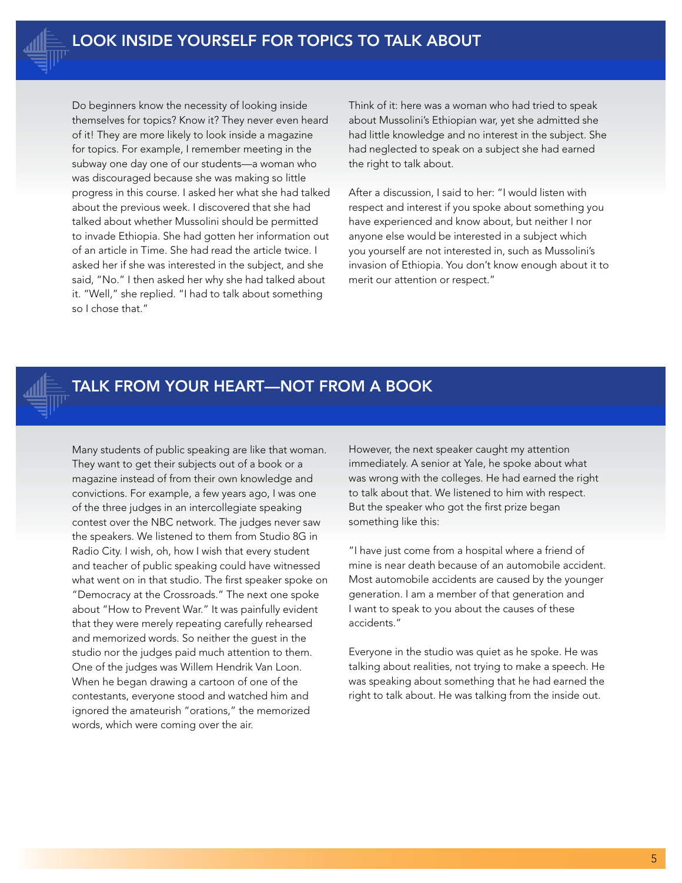## LOOK INSIDE YOURSELF FOR TOPICS TO TALK ABOUT

Do beginners know the necessity of looking inside themselves for topics? Know it? They never even heard of it! They are more likely to look inside a magazine for topics. For example, I remember meeting in the subway one day one of our students—a woman who was discouraged because she was making so little progress in this course. I asked her what she had talked about the previous week. I discovered that she had talked about whether Mussolini should be permitted to invade Ethiopia. She had gotten her information out of an article in Time. She had read the article twice. I asked her if she was interested in the subject, and she said, "No." I then asked her why she had talked about it. "Well," she replied. "I had to talk about something so I chose that."

Think of it: here was a woman who had tried to speak about Mussolini's Ethiopian war, yet she admitted she had little knowledge and no interest in the subject. She had neglected to speak on a subject she had earned the right to talk about.

After a discussion, I said to her: "I would listen with respect and interest if you spoke about something you have experienced and know about, but neither I nor anyone else would be interested in a subject which you yourself are not interested in, such as Mussolini's invasion of Ethiopia. You don't know enough about it to merit our attention or respect."

## TALK FROM YOUR HEART—NOT FROM A BOOK

Many students of public speaking are like that woman. They want to get their subjects out of a book or a magazine instead of from their own knowledge and convictions. For example, a few years ago, I was one of the three judges in an intercollegiate speaking contest over the NBC network. The judges never saw the speakers. We listened to them from Studio 8G in Radio City. I wish, oh, how I wish that every student and teacher of public speaking could have witnessed what went on in that studio. The first speaker spoke on "Democracy at the Crossroads." The next one spoke about "How to Prevent War." It was painfully evident that they were merely repeating carefully rehearsed and memorized words. So neither the guest in the studio nor the judges paid much attention to them. One of the judges was Willem Hendrik Van Loon. When he began drawing a cartoon of one of the contestants, everyone stood and watched him and ignored the amateurish "orations," the memorized words, which were coming over the air.

However, the next speaker caught my attention immediately. A senior at Yale, he spoke about what was wrong with the colleges. He had earned the right to talk about that. We listened to him with respect. But the speaker who got the first prize began something like this:

"I have just come from a hospital where a friend of mine is near death because of an automobile accident. Most automobile accidents are caused by the younger generation. I am a member of that generation and I want to speak to you about the causes of these accidents."

Everyone in the studio was quiet as he spoke. He was talking about realities, not trying to make a speech. He was speaking about something that he had earned the right to talk about. He was talking from the inside out.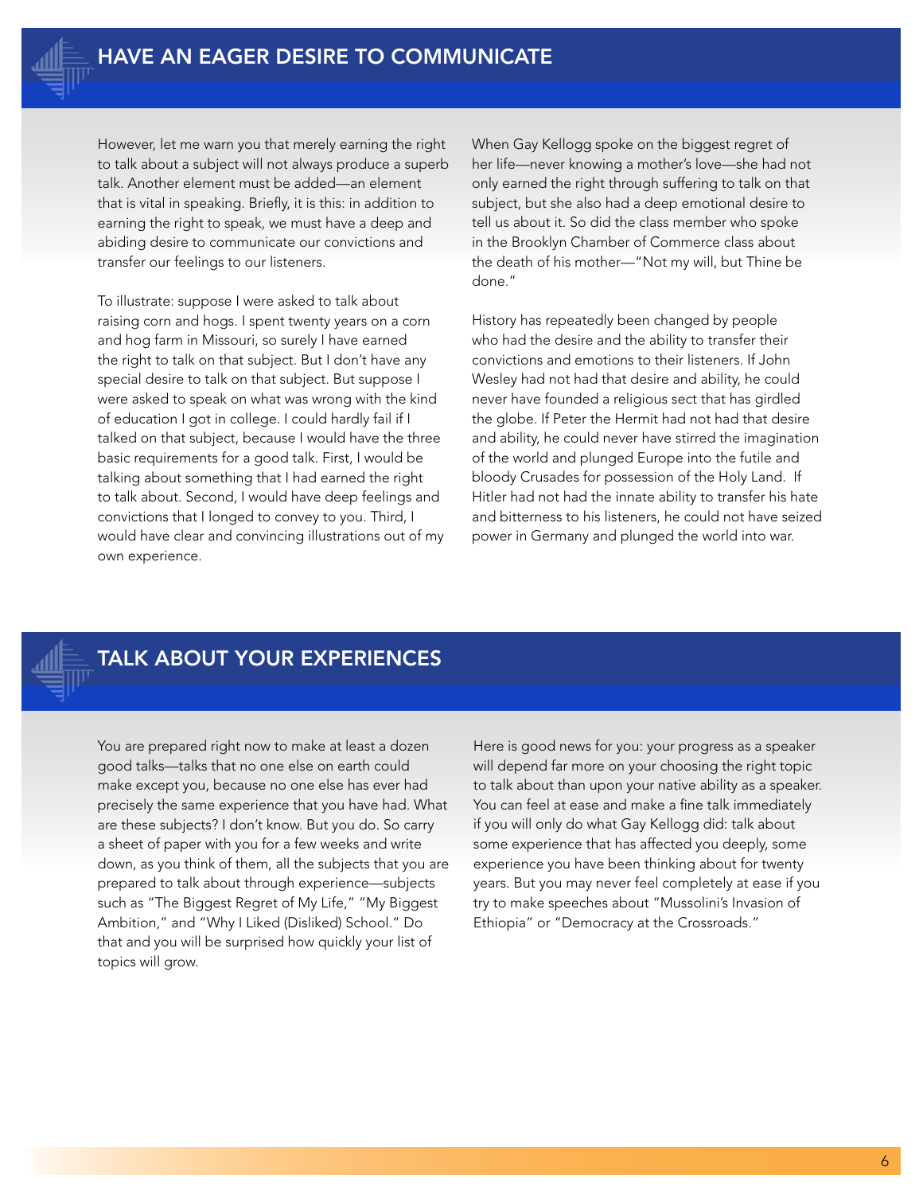## HAVE AN EAGER DESIRE TO COMMUNICATE

However, let me warn you that merely earning the right to talk about a subject will not always produce a superb talk. Another element must be added—an element that is vital in speaking. Briefly, it is this: in addition to earning the right to speak, we must have a deep and abiding desire to communicate our convictions and transfer our feelings to our listeners.

To illustrate: suppose I were asked to talk about raising corn and hogs. I spent twenty years on a corn and hog farm in Missouri, so surely I have earned the right to talk on that subject. But I don't have any special desire to talk on that subject. But suppose I were asked to speak on what was wrong with the kind of education I got in college. I could hardly fail if I talked on that subject, because I would have the three basic requirements for a good talk. First, I would be talking about something that I had earned the right to talk about. Second, I would have deep feelings and convictions that I longed to convey to you. Third, I would have clear and convincing illustrations out of my own experience.

When Gay Kellogg spoke on the biggest regret of her life—never knowing a mother's love—she had not only earned the right through suffering to talk on that subject, but she also had a deep emotional desire to tell us about it. So did the class member who spoke in the Brooklyn Chamber of Commerce class about the death of his mother—"Not my will, but Thine be done."

History has repeatedly been changed by people who had the desire and the ability to transfer their convictions and emotions to their listeners. If John Wesley had not had that desire and ability, he could never have founded a religious sect that has girdled the globe. If Peter the Hermit had not had that desire and ability, he could never have stirred the imagination of the world and plunged Europe into the futile and bloody Crusades for possession of the Holy Land. If Hitler had not had the innate ability to transfer his hate and bitterness to his listeners, he could not have seized power in Germany and plunged the world into war.

## TALK ABOUT YOUR EXPERIENCES

You are prepared right now to make at least a dozen good talks—talks that no one else on earth could make except you, because no one else has ever had precisely the same experience that you have had. What are these subjects? I don't know. But you do. So carry a sheet of paper with you for a few weeks and write down, as you think of them, all the subjects that you are prepared to talk about through experience—subjects such as "The Biggest Regret of My Life," "My Biggest Ambition," and "Why I Liked (Disliked) School." Do that and you will be surprised how quickly your list of topics will grow.

Here is good news for you: your progress as a speaker will depend far more on your choosing the right topic to talk about than upon your native ability as a speaker. You can feel at ease and make a fine talk immediately if you will only do what Gay Kellogg did: talk about some experience that has affected you deeply, some experience you have been thinking about for twenty years. But you may never feel completely at ease if you try to make speeches about "Mussolini's Invasion of Ethiopia" or "Democracy at the Crossroads."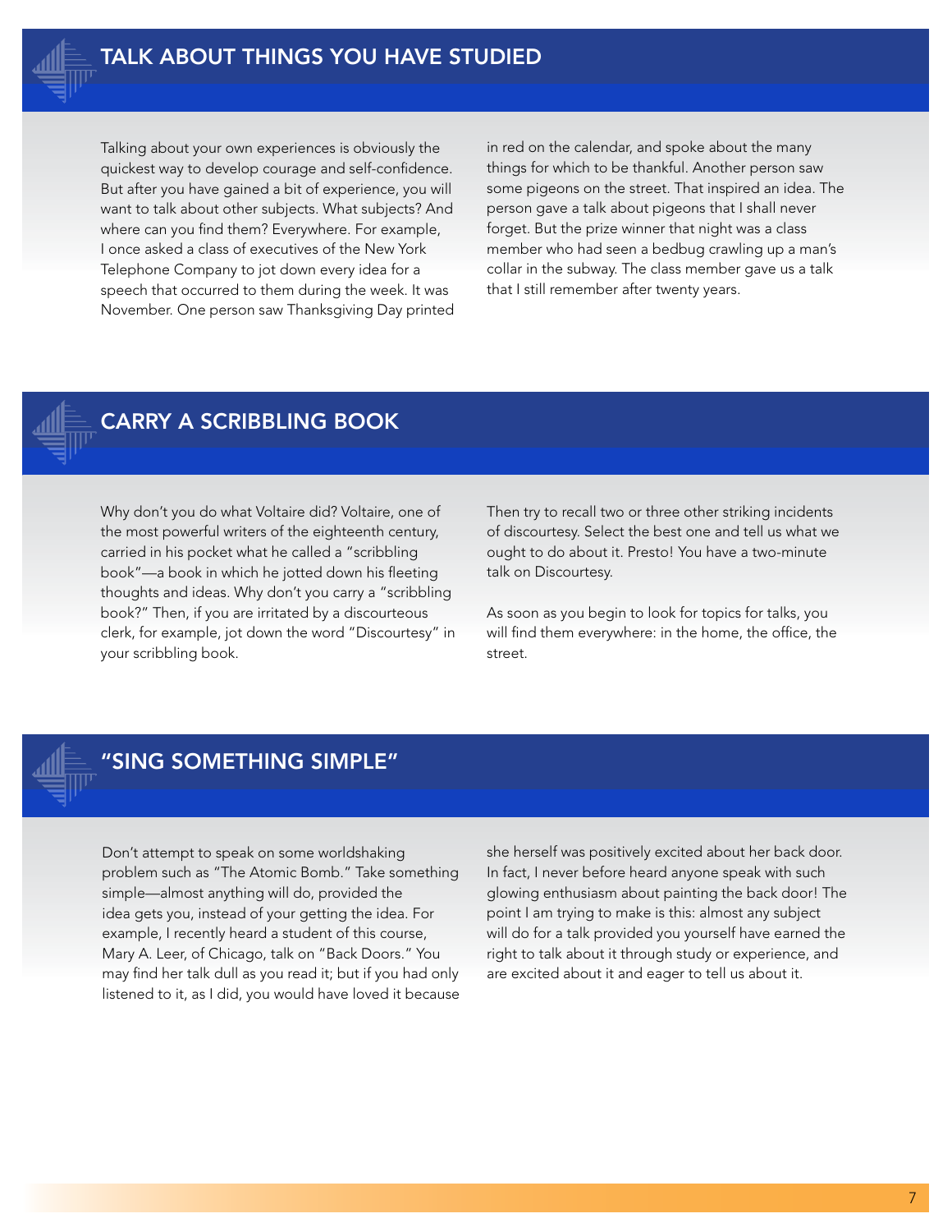## TALK ABOUT THINGS YOU HAVE STUDIED

Talking about your own experiences is obviously the quickest way to develop courage and self-confidence. But after you have gained a bit of experience, you will want to talk about other subjects. What subjects? And where can you find them? Everywhere. For example, I once asked a class of executives of the New York Telephone Company to jot down every idea for a speech that occurred to them during the week. It was November. One person saw Thanksgiving Day printed in red on the calendar, and spoke about the many things for which to be thankful. Another person saw some pigeons on the street. That inspired an idea. The person gave a talk about pigeons that I shall never forget. But the prize winner that night was a class member who had seen a bedbug crawling up a man's collar in the subway. The class member gave us a talk that I still remember after twenty years.

## CARRY A SCRIBBLING BOOK

Why don't you do what Voltaire did? Voltaire, one of the most powerful writers of the eighteenth century, carried in his pocket what he called a "scribbling book"—a book in which he jotted down his fleeting thoughts and ideas. Why don't you carry a "scribbling book?" Then, if you are irritated by a discourteous clerk, for example, jot down the word "Discourtesy" in your scribbling book. Then try to recall two or three other striking incidents of discourtesy. Select the best one and tell us what we ought to do about it. Presto! You have a two-minute talk on Discourtesy.

As soon as you begin to look for topics for talks, you will find them everywhere: in the home, the office, the street.

## "SING SOMETHING SIMPLE"

Don't attempt to speak on some worldshaking problem such as "The Atomic Bomb." Take something simple—almost anything will do, provided the idea gets you, instead of your getting the idea. For example, I recently heard a student of this course, Mary A. Leer, of Chicago, talk on "Back Doors." You may find her talk dull as you read it; but if you had only listened to it, as I did, you would have loved it because she herself was positively excited about her back door. In fact, I never before heard anyone speak with such glowing enthusiasm about painting the back door! The point I am trying to make is this: almost any subject will do for a talk provided you yourself have earned the right to talk about it through study or experience, and are excited about it and eager to tell us about it.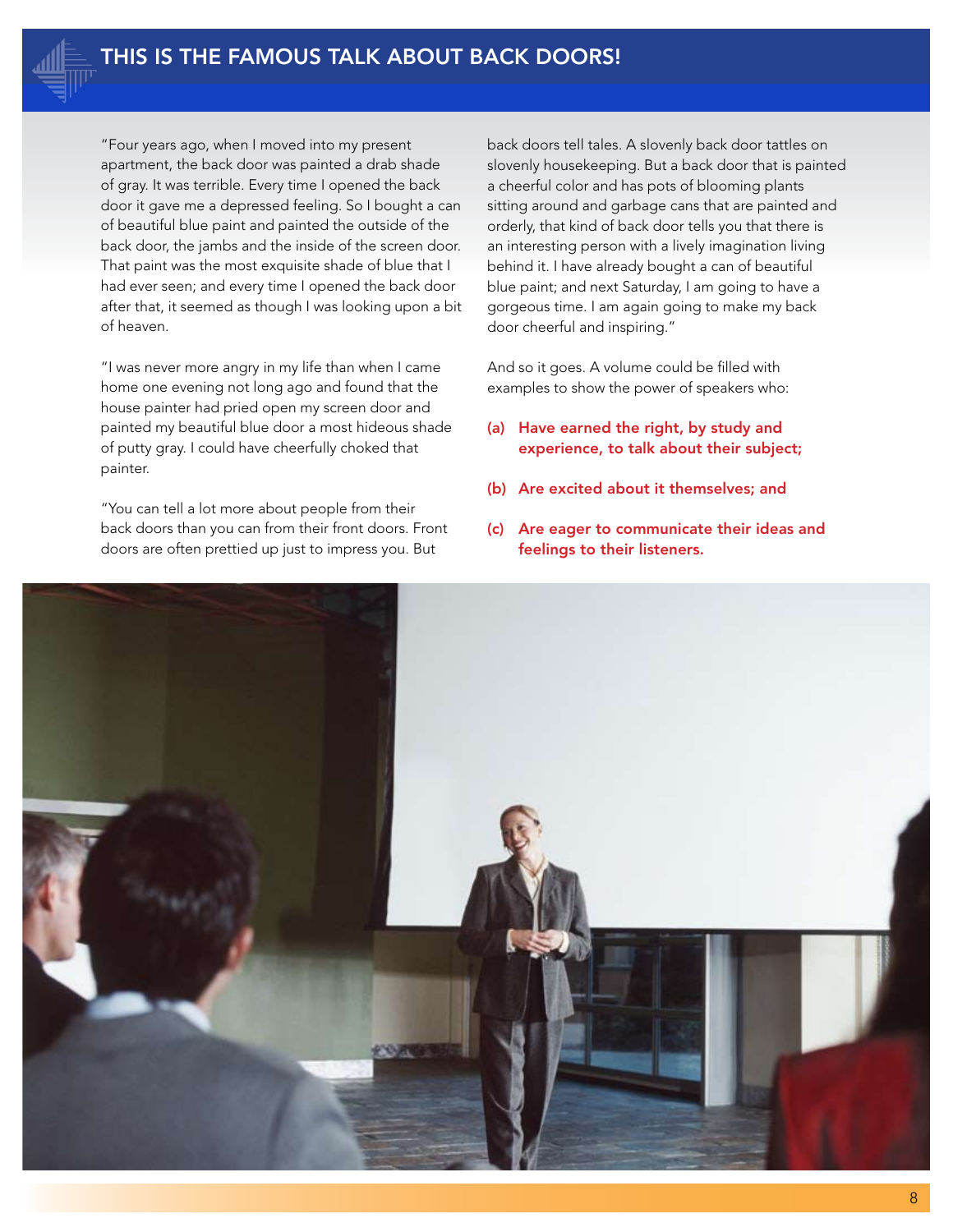## THIS IS THE FAMOUS TALK ABOUT BACK DOORS!

"Four years ago, when I moved into my present apartment, the back door was painted a drab shade of gray. It was terrible. Every time I opened the back door it gave me a depressed feeling. So I bought a can of beautiful blue paint and painted the outside of the back door, the jambs and the inside of the screen door. That paint was the most exquisite shade of blue that I had ever seen; and every time I opened the back door after that, it seemed as though I was looking upon a bit of heaven.

"I was never more angry in my life than when I came home one evening not long ago and found that the house painter had pried open my screen door and painted my beautiful blue door a most hideous shade of putty gray. I could have cheerfully choked that painter.

"You can tell a lot more about people from their back doors than you can from their front doors. Front doors are often prettied up just to impress you. But back doors tell tales. A slovenly back door tattles on slovenly housekeeping. But a back door that is painted a cheerful color and has pots of blooming plants sitting around and garbage cans that are painted and orderly, that kind of back door tells you that there is an interesting person with a lively imagination living behind it. I have already bought a can of beautiful blue paint; and next Saturday, I am going to have a gorgeous time. I am again going to make my back door cheerful and inspiring."

And so it goes. A volume could be filled with examples to show the power of speakers who:

**(a) Have earned the right, by study and experience, to talk about their subject;**

**(b) Are excited about it themselves; and**

**(c) Are eager to communicate their ideas and feelings to their listeners.**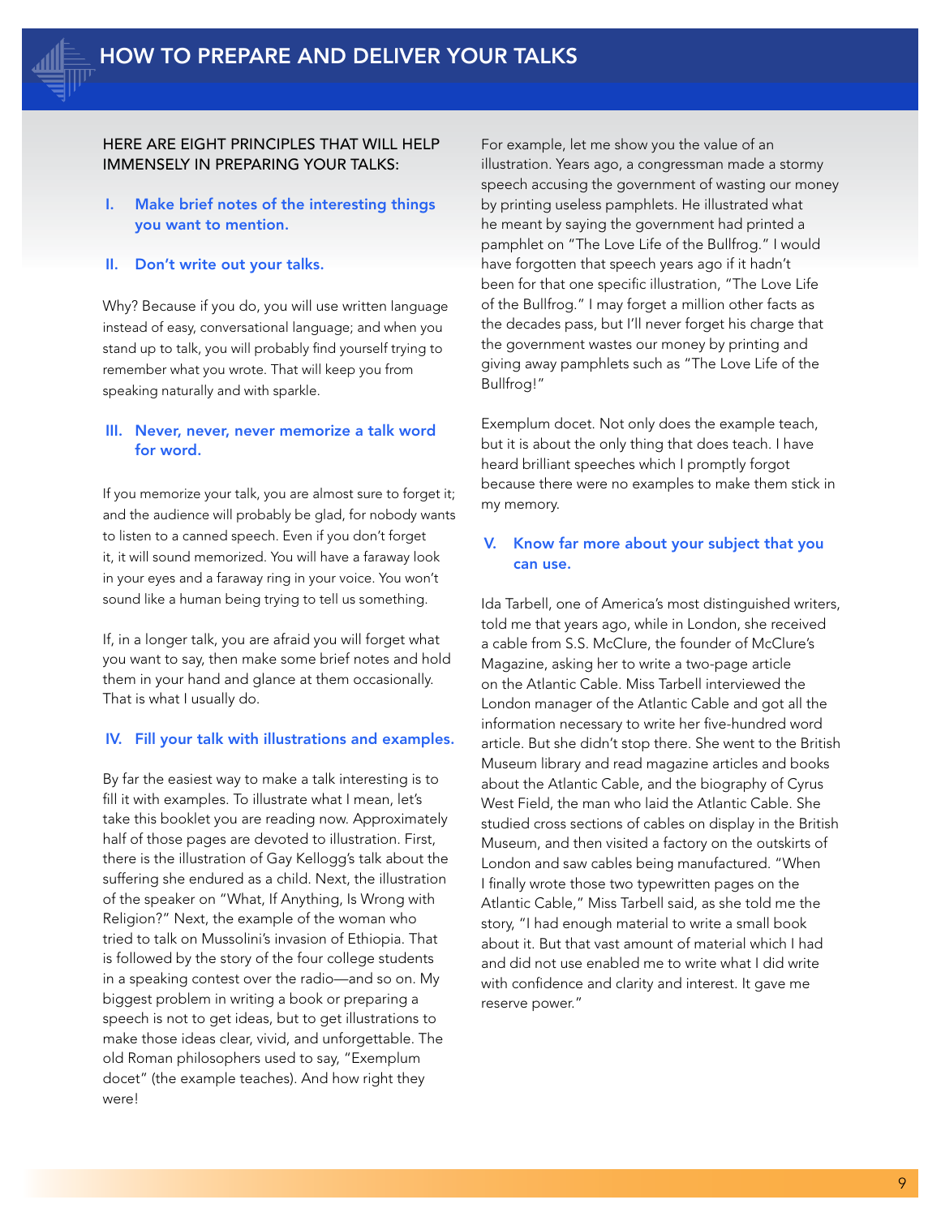# HOW TO PREPARE AND DELIVER YOUR TALKS

HERE ARE EIGHT PRINCIPLES THAT WILL HELP IMMENSELY IN PREPARING YOUR TALKS:

## I. Make brief notes of the interesting things you want to mention.

## II. Don't write out your talks.

Why? Because if you do, you will use written language instead of easy, conversational language; and when you stand up to talk, you will probably find yourself trying to remember what you wrote. That will keep you from speaking naturally and with sparkle.

## III. Never, never, never memorize a talk word for word.

If you memorize your talk, you are almost sure to forget it; and the audience will probably be glad, for nobody wants to listen to a canned speech. Even if you don't forget it, it will sound memorized. You will have a faraway look in your eyes and a faraway ring in your voice. You won't sound like a human being trying to tell us something.

If, in a longer talk, you are afraid you will forget what you want to say, then make some brief notes and hold them in your hand and glance at them occasionally. That is what I usually do.

## IV. Fill your talk with illustrations and examples.

By far the easiest way to make a talk interesting is to fill it with examples. To illustrate what I mean, let's take this booklet you are reading now. Approximately half of those pages are devoted to illustration. First, there is the illustration of Gay Kellogg's talk about the suffering she endured as a child. Next, the illustration of the speaker on "What, If Anything, Is Wrong with Religion?" Next, the example of the woman who tried to talk on Mussolini's invasion of Ethiopia. That is followed by the story of the four college students in a speaking contest over the radio—and so on. My biggest problem in writing a book or preparing a speech is not to get ideas, but to get illustrations to make those ideas clear, vivid, and unforgettable. The old Roman philosophers used to say, "Exemplum docet" (the example teaches). And how right they were!

For example, let me show you the value of an illustration. Years ago, a congressman made a stormy speech accusing the government of wasting our money by printing useless pamphlets. He illustrated what he meant by saying the government had printed a pamphlet on "The Love Life of the Bullfrog." I would have forgotten that speech years ago if it hadn't been for that one specific illustration, "The Love Life of the Bullfrog." I may forget a million other facts as the decades pass, but I'll never forget his charge that the government wastes our money by printing and giving away pamphlets such as "The Love Life of the Bullfrog!"

Exemplum docet. Not only does the example teach, but it is about the only thing that does teach. I have heard brilliant speeches which I promptly forgot because there were no examples to make them stick in my memory.

## V. Know far more about your subject that you can use.

Ida Tarbell, one of America's most distinguished writers, told me that years ago, while in London, she received a cable from S.S. McClure, the founder of McClure's Magazine, asking her to write a two-page article on the Atlantic Cable. Miss Tarbell interviewed the London manager of the Atlantic Cable and got all the information necessary to write her five-hundred word article. But she didn't stop there. She went to the British Museum library and read magazine articles and books about the Atlantic Cable, and the biography of Cyrus West Field, the man who laid the Atlantic Cable. She studied cross sections of cables on display in the British Museum, and then visited a factory on the outskirts of London and saw cables being manufactured. "When I finally wrote those two typewritten pages on the Atlantic Cable," Miss Tarbell said, as she told me the story, "I had enough material to write a small book about it. But that vast amount of material which I had and did not use enabled me to write what I did write with confidence and clarity and interest. It gave me reserve power."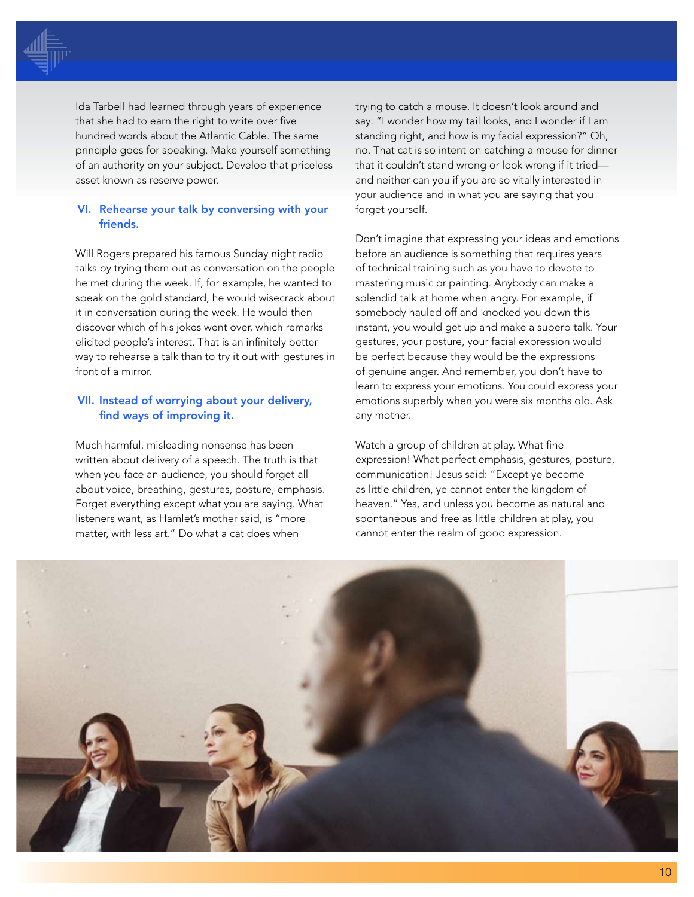Ida Tarbell had learned through years of experience that she had to earn the right to write over five hundred words about the Atlantic Cable. The same principle goes for speaking. Make yourself something of an authority on your subject. Develop that priceless asset known as reserve power.

### VI. Rehearse your talk by conversing with your friends.

Will Rogers prepared his famous Sunday night radio talks by trying them out as conversation on the people he met during the week. If, for example, he wanted to speak on the gold standard, he would wisecrack about it in conversation during the week. He would then discover which of his jokes went over, which remarks elicited people's interest. That is an infinitely better way to rehearse a talk than to try it out with gestures in front of a mirror.

### VII. Instead of worrying about your delivery, find ways of improving it.

Much harmful, misleading nonsense has been written about delivery of a speech. The truth is that when you face an audience, you should forget all about voice, breathing, gestures, posture, emphasis. Forget everything except what you are saying. What listeners want, as Hamlet's mother said, is "more matter, with less art." Do what a cat does when trying to catch a mouse. It doesn't look around and say: "I wonder how my tail looks, and I wonder if I am standing right, and how is my facial expression?" Oh, no. That cat is so intent on catching a mouse for dinner that it couldn't stand wrong or look wrong if it tried—and neither can you if you are so vitally interested in your audience and in what you are saying that you forget yourself.

Don't imagine that expressing your ideas and emotions before an audience is something that requires years of technical training such as you have to devote to mastering music or painting. Anybody can make a splendid talk at home when angry. For example, if somebody hauled off and knocked you down this instant, you would get up and make a superb talk. Your gestures, your posture, your facial expression would be perfect because they would be the expressions of genuine anger. And remember, you don't have to learn to express your emotions. You could express your emotions superbly when you were six months old. Ask any mother.

Watch a group of children at play. What fine expression! What perfect emphasis, gestures, posture, communication! Jesus said: "Except ye become as little children, ye cannot enter the kingdom of heaven." Yes, and unless you become as natural and spontaneous and free as little children at play, you cannot enter the realm of good expression.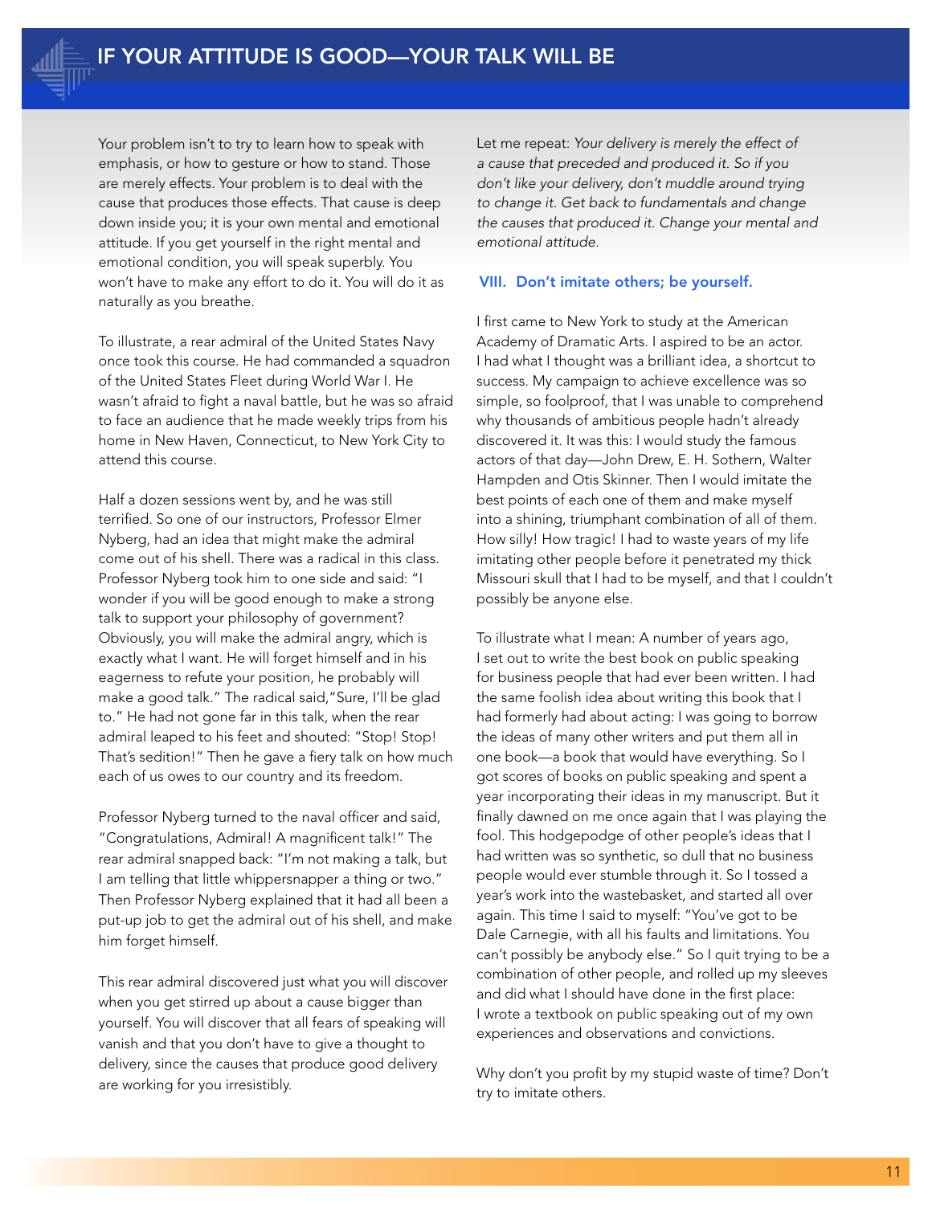Your problem isn't to try to learn how to speak with emphasis, or how to gesture or how to stand. Those are merely effects. Your problem is to deal with the cause that produces those effects. That cause is deep down inside you; it is your own mental and emotional attitude. If you get yourself in the right mental and emotional condition, you will speak superbly. You won't have to make any effort to do it. You will do it as naturally as you breathe.

To illustrate, a rear admiral of the United States Navy once took this course. He had commanded a squadron of the United States Fleet during World War I. He wasn't afraid to fight a naval battle, but he was so afraid to face an audience that he made weekly trips from his home in New Haven, Connecticut, to New York City to attend this course.

Half a dozen sessions went by, and he was still terrified. So one of our instructors, Professor Elmer Nyberg, had an idea that might make the admiral come out of his shell. There was a radical in this class. Professor Nyberg took him to one side and said: "I wonder if you will be good enough to make a strong talk to support your philosophy of government? Obviously, you will make the admiral angry, which is exactly what I want. He will forget himself and in his eagerness to refute your position, he probably will make a good talk." The radical said,"Sure, I'll be glad to." He had not gone far in this talk, when the rear admiral leaped to his feet and shouted: "Stop! Stop! That's sedition!" Then he gave a fiery talk on how much each of us owes to our country and its freedom.

Professor Nyberg turned to the naval officer and said, "Congratulations, Admiral! A magnificent talk!" The rear admiral snapped back: "I'm not making a talk, but I am telling that little whippersnapper a thing or two." Then Professor Nyberg explained that it had all been a put-up job to get the admiral out of his shell, and make him forget himself.

This rear admiral discovered just what you will discover when you get stirred up about a cause bigger than yourself. You will discover that all fears of speaking will vanish and that you don't have to give a thought to delivery, since the causes that produce good delivery are working for you irresistibly.

Let me repeat: *Your delivery is merely the effect of a cause that preceded and produced it. So if you don't like your delivery, don't muddle around trying to change it. Get back to fundamentals and change the causes that produced it. Change your mental and emotional attitude.*

### VIII. Don't imitate others; be yourself.

I first came to New York to study at the American Academy of Dramatic Arts. I aspired to be an actor. I had what I thought was a brilliant idea, a shortcut to success. My campaign to achieve excellence was so simple, so foolproof, that I was unable to comprehend why thousands of ambitious people hadn't already discovered it. It was this: I would study the famous actors of that day—John Drew, E. H. Sothern, Walter Hampden and Otis Skinner. Then I would imitate the best points of each one of them and make myself into a shining, triumphant combination of all of them. How silly! How tragic! I had to waste years of my life imitating other people before it penetrated my thick Missouri skull that I had to be myself, and that I couldn't possibly be anyone else.

To illustrate what I mean: A number of years ago, I set out to write the best book on public speaking for business people that had ever been written. I had the same foolish idea about writing this book that I had formerly had about acting: I was going to borrow the ideas of many other writers and put them all in one book—a book that would have everything. So I got scores of books on public speaking and spent a year incorporating their ideas in my manuscript. But it finally dawned on me once again that I was playing the fool. This hodgepodge of other people's ideas that I had written was so synthetic, so dull that no business people would ever stumble through it. So I tossed a year's work into the wastebasket, and started all over again. This time I said to myself: "You've got to be Dale Carnegie, with all his faults and limitations. You can't possibly be anybody else." So I quit trying to be a combination of other people, and rolled up my sleeves and did what I should have done in the first place: I wrote a textbook on public speaking out of my own experiences and observations and convictions.

Why don't you profit by my stupid waste of time? Don't try to imitate others.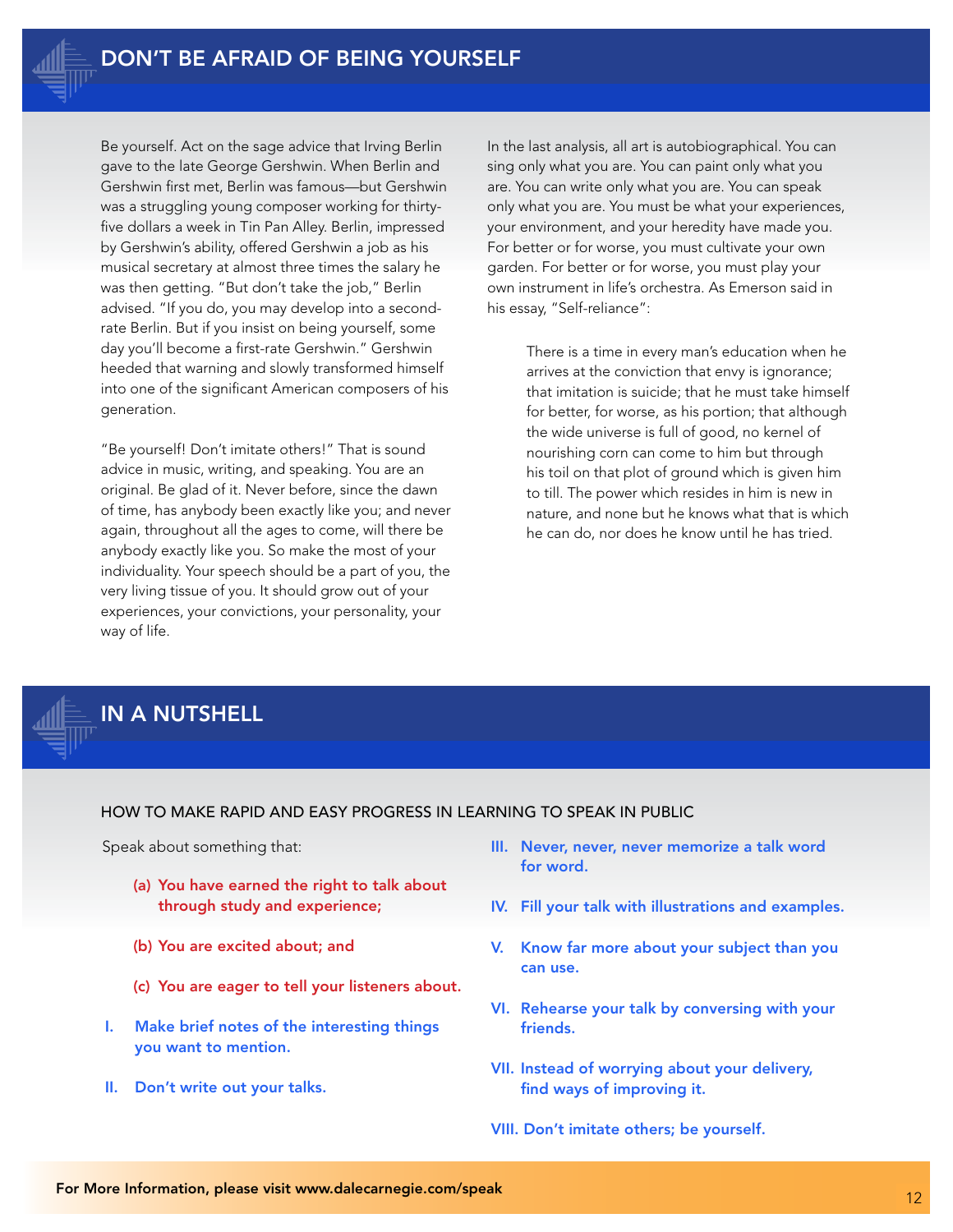## DON'T BE AFRAID OF BEING YOURSELF

Be yourself. Act on the sage advice that Irving Berlin gave to the late George Gershwin. When Berlin and Gershwin first met, Berlin was famous—but Gershwin was a struggling young composer working for thirty-five dollars a week in Tin Pan Alley. Berlin, impressed by Gershwin's ability, offered Gershwin a job as his musical secretary at almost three times the salary he was then getting. "But don't take the job," Berlin advised. "If you do, you may develop into a second-rate Berlin. But if you insist on being yourself, some day you'll become a first-rate Gershwin." Gershwin heeded that warning and slowly transformed himself into one of the significant American composers of his generation.

"Be yourself! Don't imitate others!" That is sound advice in music, writing, and speaking. You are an original. Be glad of it. Never before, since the dawn of time, has anybody been exactly like you; and never again, throughout all the ages to come, will there be anybody exactly like you. So make the most of your individuality. Your speech should be a part of you, the very living tissue of you. It should grow out of your experiences, your convictions, your personality, your way of life.

In the last analysis, all art is autobiographical. You can sing only what you are. You can paint only what you are. You can write only what you are. You can speak only what you are. You must be what your experiences, your environment, and your heredity have made you. For better or for worse, you must cultivate your own garden. For better or for worse, you must play your own instrument in life's orchestra. As Emerson said in his essay, "Self-reliance":

> There is a time in every man's education when he arrives at the conviction that envy is ignorance; that imitation is suicide; that he must take himself for better, for worse, as his portion; that although the wide universe is full of good, no kernel of nourishing corn can come to him but through his toil on that plot of ground which is given him to till. The power which resides in him is new in nature, and none but he knows what that is which he can do, nor does he know until he has tried.

## IN A NUTSHELL

HOW TO MAKE RAPID AND EASY PROGRESS IN LEARNING TO SPEAK IN PUBLIC

Speak about something that:

- **(a) You have earned the right to talk about through study and experience;**
- **(b) You are excited about; and**
- **(c) You are eager to tell your listeners about.**

**I. Make brief notes of the interesting things you want to mention.**

**II. Don't write out your talks.**

**III. Never, never, never memorize a talk word for word.**

**IV. Fill your talk with illustrations and examples.**

**V. Know far more about your subject than you can use.**

**VI. Rehearse your talk by conversing with your friends.**

**VII. Instead of worrying about your delivery, find ways of improving it.**

**VIII. Don't imitate others; be yourself.**

**For More Information, please visit www.dalecarnegie.com/speak**